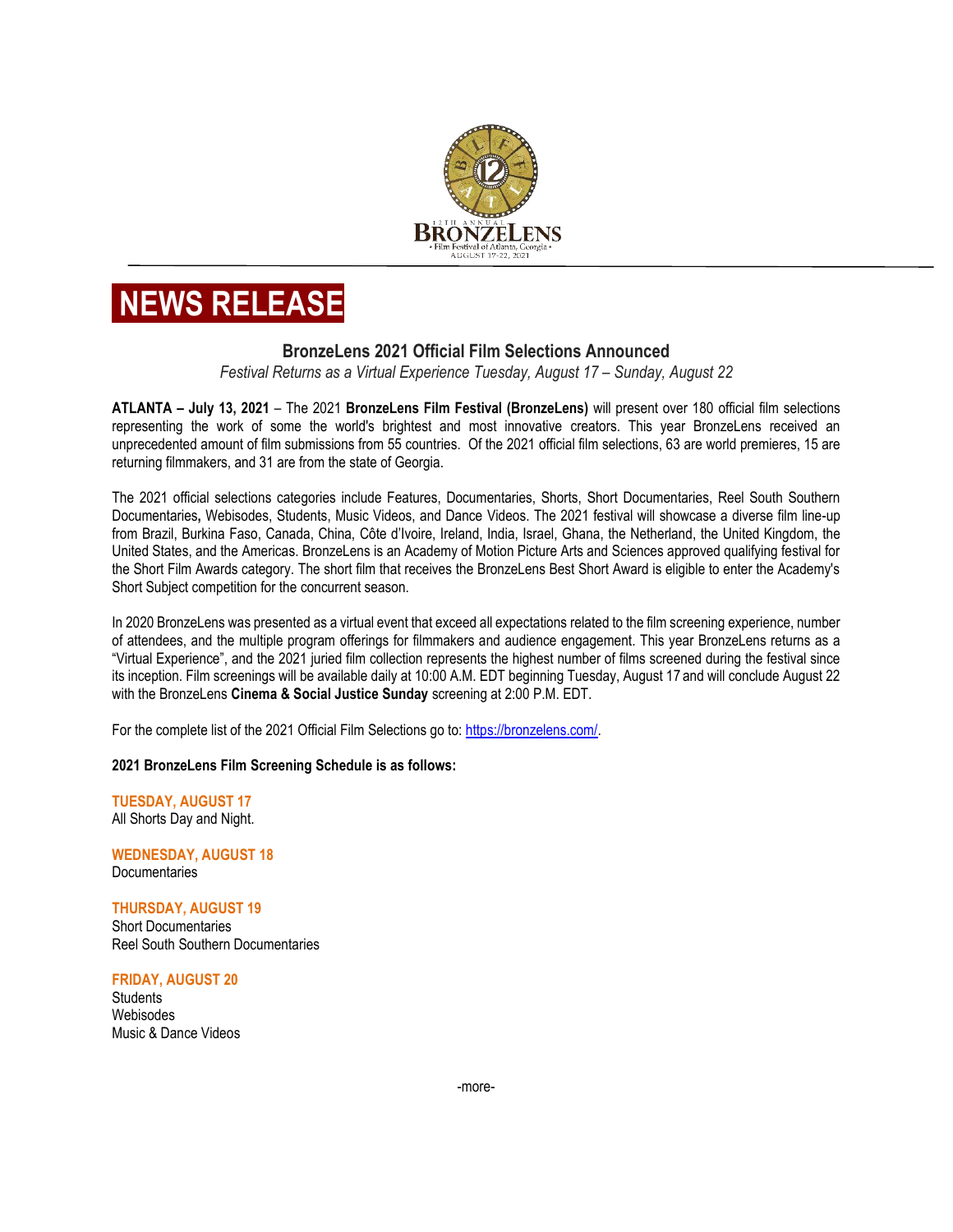# NEWS RELEASE

## BronzeLens 2021 Official Film Selections Announced

*Festival Returns as a Virtual Experience Tuesday, August 17 – Sunday, August 22*

**ATLANTA – July 13, 2021** – The 2021 **BronzeLens Film Festival (BronzeLens)** will present over 180 official film selections representing the work of some the world's brightest and most innovative creators. This year BronzeLens received an unprecedented amount of film submissions from 55 countries. Of the 2021 official film selections, 63 are world premieres, 15 are returning filmmakers, and 31 are from the state of Georgia.

The 2021 official selections categories include Features, Documentaries, Shorts, Short Documentaries, Reel South Southern Documentaries**,** Webisodes, Students, Music Videos, and Dance Videos. The 2021 festival will showcase a diverse film line-up from Brazil, Burkina Faso, Canada, China, Côte d'Ivoire, Ireland, India, Israel, Ghana, the Netherland, the United Kingdom, the United States, and the Americas. BronzeLens is an Academy of Motion Picture Arts and Sciences approved qualifying festival for the Short Film Awards category. The short film that receives the BronzeLens Best Short Award is eligible to enter the Academy's Short Subject competition for the concurrent season.

In 2020 BronzeLens was presented as a virtual event that exceed all expectations related to the film screening experience, number of attendees, and the multiple program offerings for filmmakers and audience engagement. This year BronzeLens returns as a "Virtual Experience", and the 2021 juried film collection represents the highest number of films screened during the festival since its inception. Film screenings will be available daily at 10:00 A.M. EDT beginning Tuesday, August 17 and will conclude August 22 with the BronzeLens **Cinema & Social Justice Sunday** screening at 2:00 P.M. EDT.

For the complete list of the 2021 Official Film Selections go to: [https://bronzelens.com/](https://bronzelens.com/).

**2021 BronzeLens Film Screening Schedule is as follows:**

**TUESDAY, AUGUST 17**
All Shorts Day and Night.

**WEDNESDAY, AUGUST 18**
Documentaries

**THURSDAY, AUGUST 19**
Short Documentaries
Reel South Southern Documentaries

**FRIDAY, AUGUST 20**
Students
Webisodes
Music & Dance Videos

-more-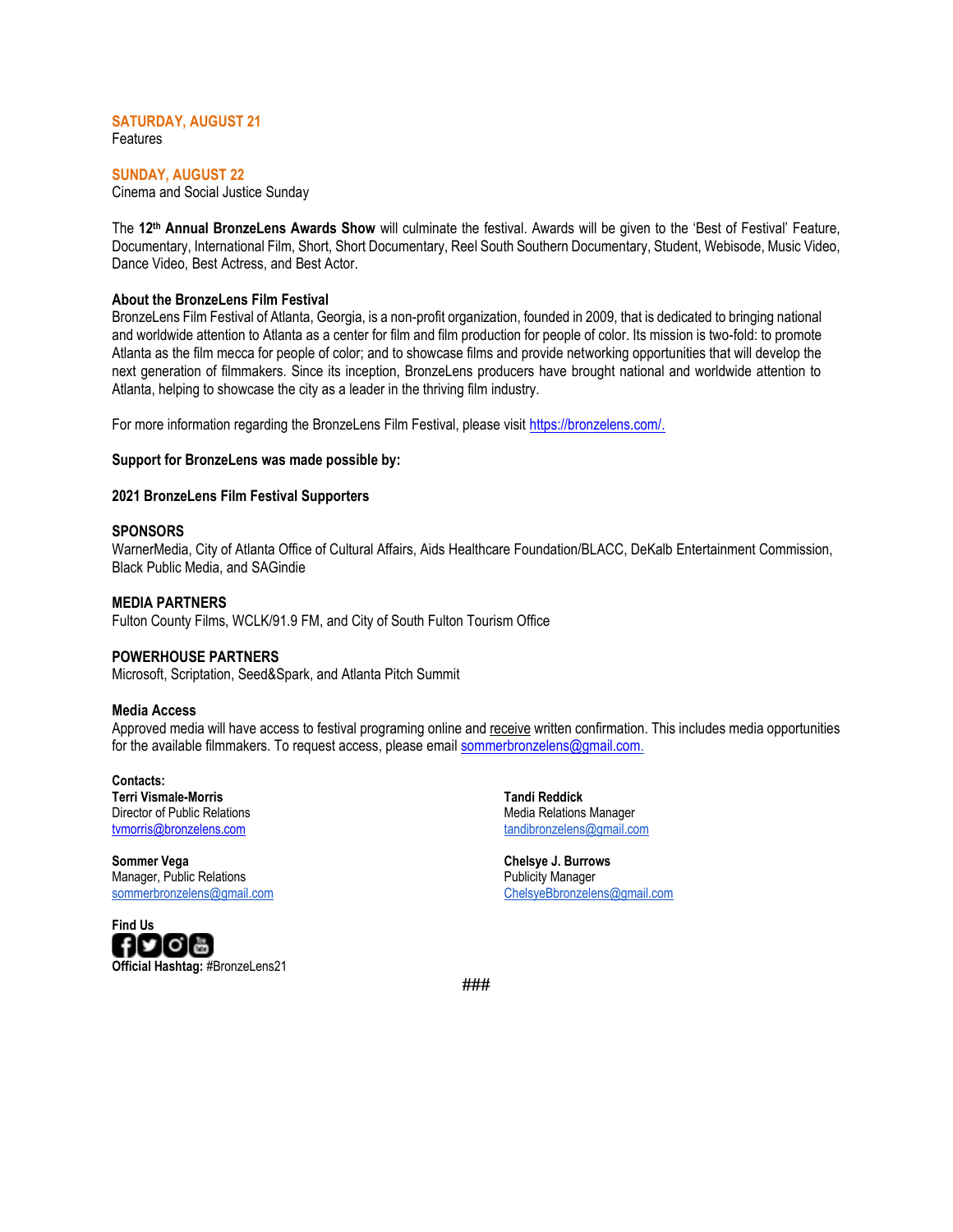**SATURDAY, AUGUST 21**
Features

**SUNDAY, AUGUST 22**
Cinema and Social Justice Sunday

The **12th Annual BronzeLens Awards Show** will culminate the festival. Awards will be given to the 'Best of Festival' Feature, Documentary, International Film, Short, Short Documentary, Reel South Southern Documentary, Student, Webisode, Music Video, Dance Video, Best Actress, and Best Actor.

**About the BronzeLens Film Festival**
BronzeLens Film Festival of Atlanta, Georgia, is a non-profit organization, founded in 2009, that is dedicated to bringing national and worldwide attention to Atlanta as a center for film and film production for people of color. Its mission is two-fold: to promote Atlanta as the film mecca for people of color; and to showcase films and provide networking opportunities that will develop the next generation of filmmakers. Since its inception, BronzeLens producers have brought national and worldwide attention to Atlanta, helping to showcase the city as a leader in the thriving film industry.

For more information regarding the BronzeLens Film Festival, please visit https://bronzelens.com/.

**Support for BronzeLens was made possible by:**

**2021 BronzeLens Film Festival Supporters**

**SPONSORS**
WarnerMedia, City of Atlanta Office of Cultural Affairs, Aids Healthcare Foundation/BLACC, DeKalb Entertainment Commission, Black Public Media, and SAGindie

**MEDIA PARTNERS**
Fulton County Films, WCLK/91.9 FM, and City of South Fulton Tourism Office

**POWERHOUSE PARTNERS**
Microsoft, Scriptation, Seed&Spark, and Atlanta Pitch Summit

**Media Access**
Approved media will have access to festival programing online and receive written confirmation. This includes media opportunities for the available filmmakers. To request access, please email sommerbronzelens@gmail.com.

**Contacts:**

**Terri Vismale-Morris**
Director of Public Relations
tvmorris@bronzelens.com

**Sommer Vega**
Manager, Public Relations
sommerbronzelens@gmail.com

**Tandi Reddick**
Media Relations Manager
tandibronzelens@gmail.com

**Chelsye J. Burrows**
Publicity Manager
ChelsyeBbronzelens@gmail.com

**Find Us**

**Official Hashtag:** #BronzeLens21

###